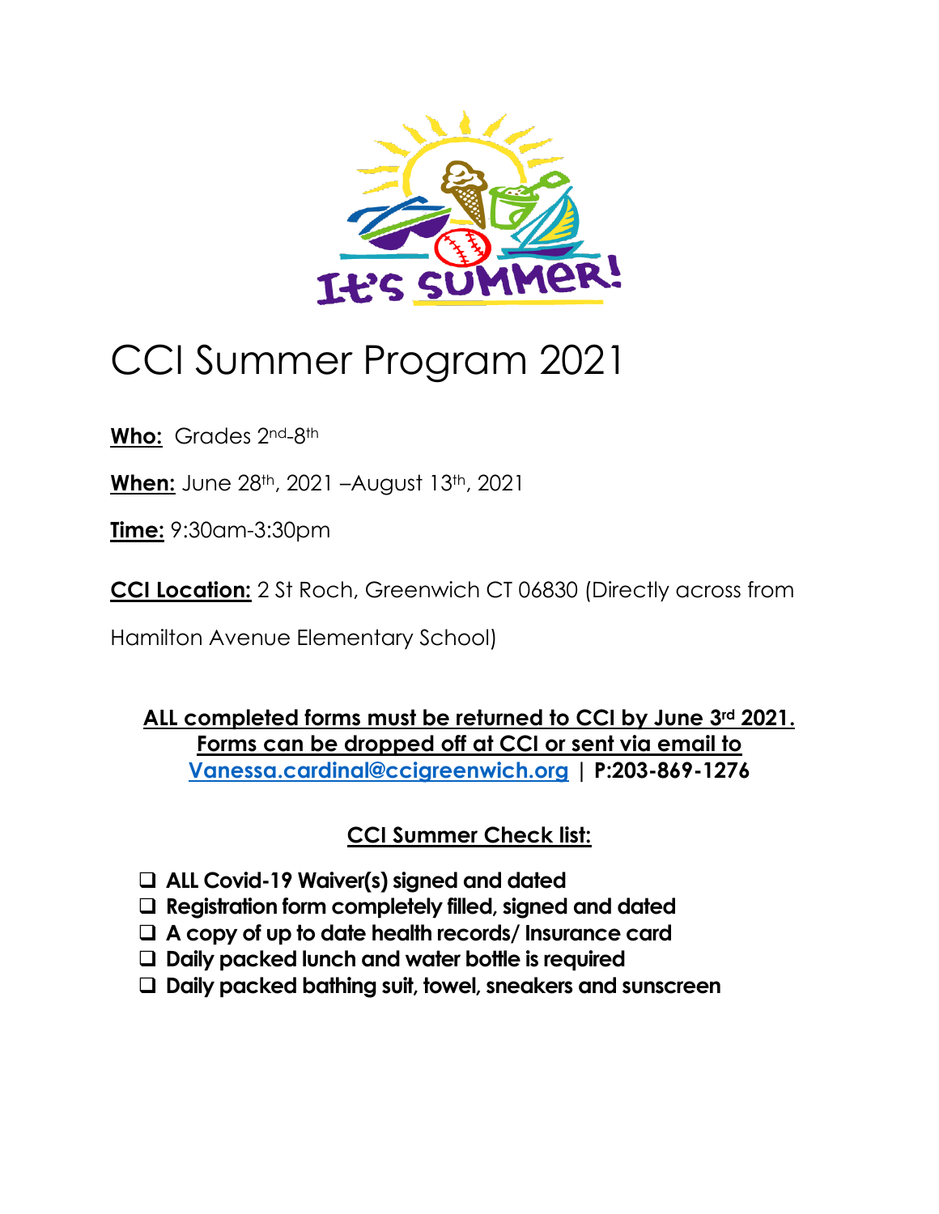# CCI Summer Program 2021

**Who:** Grades 2nd-8th

**When:** June 28th, 2021 –August 13th, 2021

**Time:** 9:30am-3:30pm

**CCI Location:** 2 St Roch, Greenwich CT 06830 (Directly across from Hamilton Avenue Elementary School)

**ALL completed forms must be returned to CCI by June 3rd 2021. Forms can be dropped off at CCI or sent via email to Vanessa.cardinal@ccigreenwich.org | P:203-869-1276**

## CCI Summer Check list:

- [ ] **ALL Covid-19 Waiver(s) signed and dated**
- [ ] **Registration form completely filled, signed and dated**
- [ ] **A copy of up to date health records/ Insurance card**
- [ ] **Daily packed lunch and water bottle is required**
- [ ] **Daily packed bathing suit, towel, sneakers and sunscreen**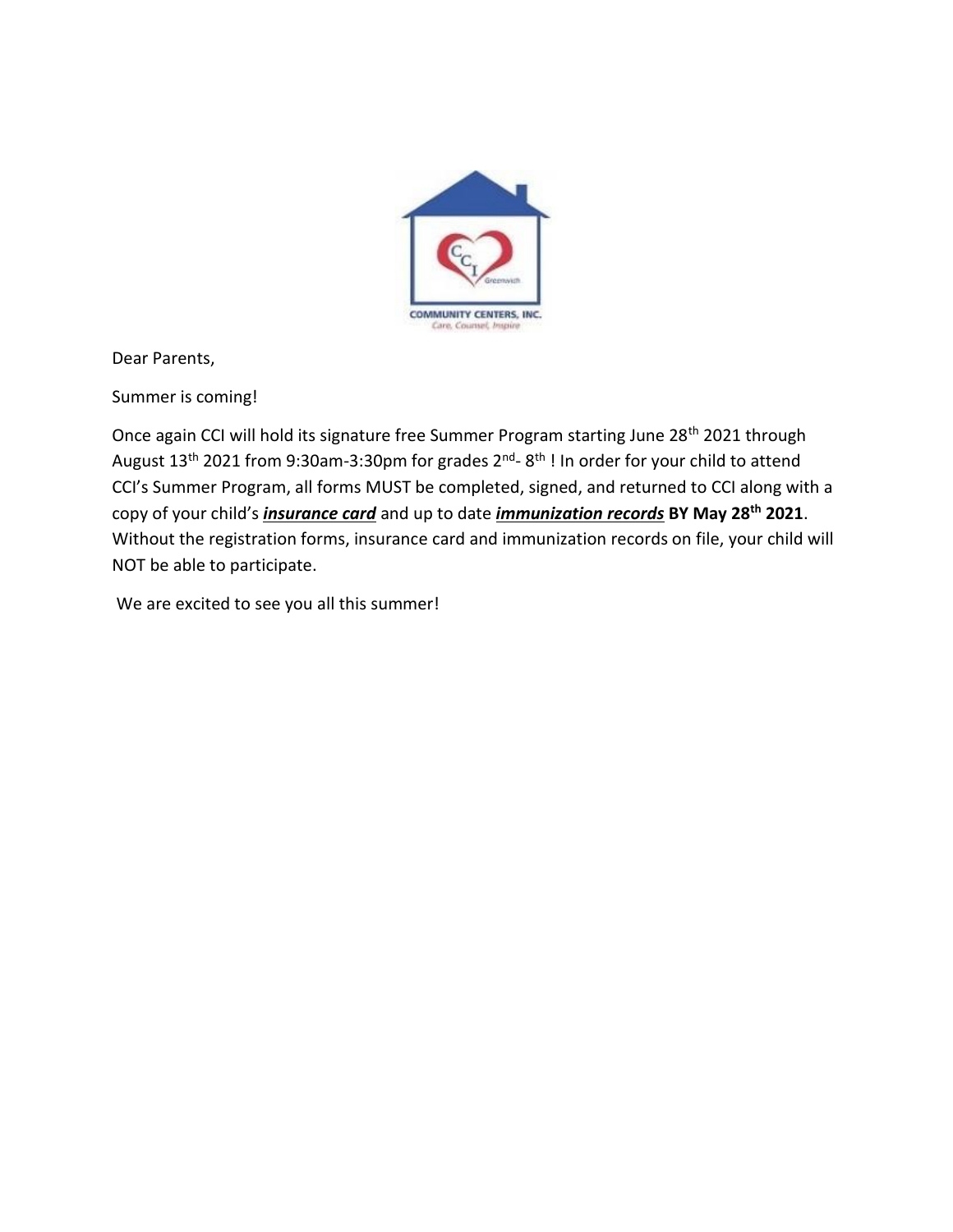Dear Parents,

Summer is coming!

Once again CCI will hold its signature free Summer Program starting June 28th 2021 through August 13th 2021 from 9:30am-3:30pm for grades 2nd- 8th ! In order for your child to attend CCI's Summer Program, all forms MUST be completed, signed, and returned to CCI along with a copy of your child's ***insurance card*** and up to date ***immunization records*** **BY May 28th 2021**. Without the registration forms, insurance card and immunization records on file, your child will NOT be able to participate.

We are excited to see you all this summer!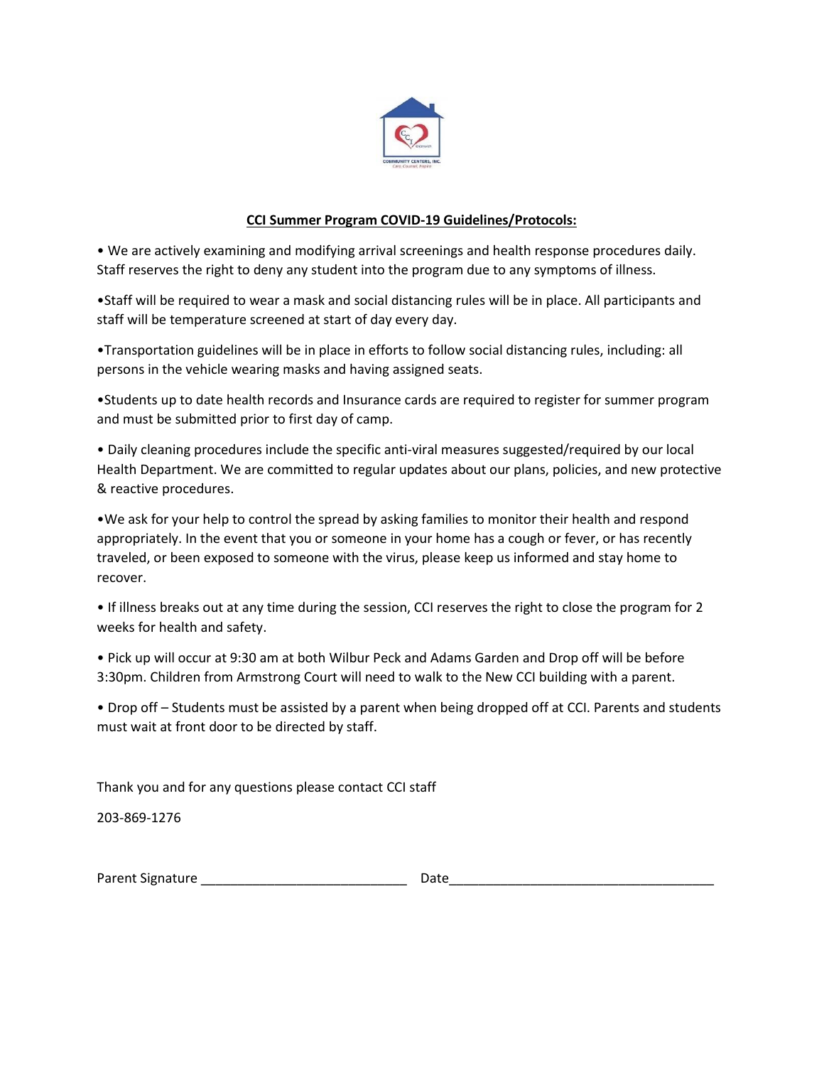**CCI Summer Program COVID-19 Guidelines/Protocols:**

- We are actively examining and modifying arrival screenings and health response procedures daily. Staff reserves the right to deny any student into the program due to any symptoms of illness.

- Staff will be required to wear a mask and social distancing rules will be in place. All participants and staff will be temperature screened at start of day every day.

- Transportation guidelines will be in place in efforts to follow social distancing rules, including: all persons in the vehicle wearing masks and having assigned seats.

- Students up to date health records and Insurance cards are required to register for summer program and must be submitted prior to first day of camp.

- Daily cleaning procedures include the specific anti-viral measures suggested/required by our local Health Department. We are committed to regular updates about our plans, policies, and new protective & reactive procedures.

- We ask for your help to control the spread by asking families to monitor their health and respond appropriately. In the event that you or someone in your home has a cough or fever, or has recently traveled, or been exposed to someone with the virus, please keep us informed and stay home to recover.

- If illness breaks out at any time during the session, CCI reserves the right to close the program for 2 weeks for health and safety.

- Pick up will occur at 9:30 am at both Wilbur Peck and Adams Garden and Drop off will be before 3:30pm. Children from Armstrong Court will need to walk to the New CCI building with a parent.

- Drop off – Students must be assisted by a parent when being dropped off at CCI. Parents and students must wait at front door to be directed by staff.

Thank you and for any questions please contact CCI staff

203-869-1276

Parent Signature ____________________________ Date____________________________________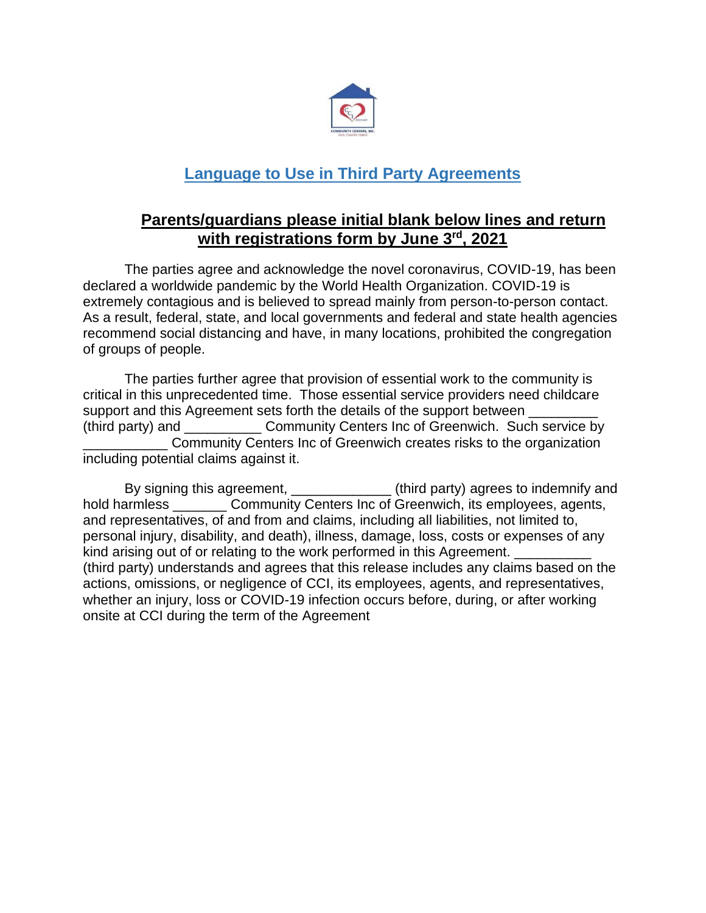## [Language to Use in Third Party Agreements]

### Parents/guardians please initial blank below lines and return with registrations form by June 3rd, 2021

The parties agree and acknowledge the novel coronavirus, COVID-19, has been declared a worldwide pandemic by the World Health Organization. COVID-19 is extremely contagious and is believed to spread mainly from person-to-person contact. As a result, federal, state, and local governments and federal and state health agencies recommend social distancing and have, in many locations, prohibited the congregation of groups of people.

The parties further agree that provision of essential work to the community is critical in this unprecedented time. Those essential service providers need childcare support and this Agreement sets forth the details of the support between _________ (third party) and __________ Community Centers Inc of Greenwich. Such service by ___________ Community Centers Inc of Greenwich creates risks to the organization including potential claims against it.

By signing this agreement, _____________ (third party) agrees to indemnify and hold harmless _______ Community Centers Inc of Greenwich, its employees, agents, and representatives, of and from and claims, including all liabilities, not limited to, personal injury, disability, and death), illness, damage, loss, costs or expenses of any kind arising out of or relating to the work performed in this Agreement. __________ (third party) understands and agrees that this release includes any claims based on the actions, omissions, or negligence of CCI, its employees, agents, and representatives, whether an injury, loss or COVID-19 infection occurs before, during, or after working onsite at CCI during the term of the Agreement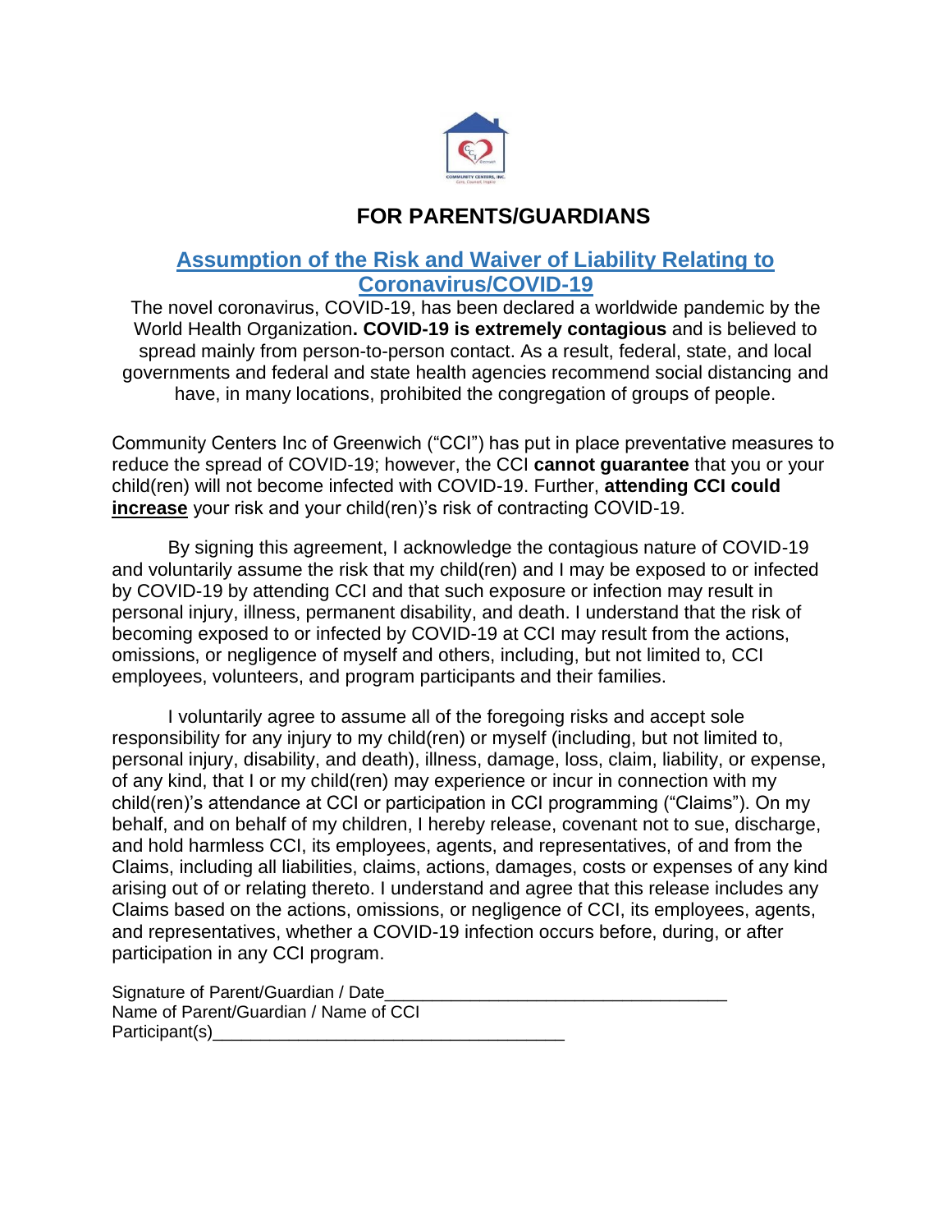## FOR PARENTS/GUARDIANS

### Assumption of the Risk and Waiver of Liability Relating to Coronavirus/COVID-19

The novel coronavirus, COVID-19, has been declared a worldwide pandemic by the World Health Organization**. COVID-19 is extremely contagious** and is believed to spread mainly from person-to-person contact. As a result, federal, state, and local governments and federal and state health agencies recommend social distancing and have, in many locations, prohibited the congregation of groups of people.

Community Centers Inc of Greenwich ("CCI") has put in place preventative measures to reduce the spread of COVID-19; however, the CCI **cannot guarantee** that you or your child(ren) will not become infected with COVID-19. Further, **attending CCI could increase** your risk and your child(ren)'s risk of contracting COVID-19.

By signing this agreement, I acknowledge the contagious nature of COVID-19 and voluntarily assume the risk that my child(ren) and I may be exposed to or infected by COVID-19 by attending CCI and that such exposure or infection may result in personal injury, illness, permanent disability, and death. I understand that the risk of becoming exposed to or infected by COVID-19 at CCI may result from the actions, omissions, or negligence of myself and others, including, but not limited to, CCI employees, volunteers, and program participants and their families.

I voluntarily agree to assume all of the foregoing risks and accept sole responsibility for any injury to my child(ren) or myself (including, but not limited to, personal injury, disability, and death), illness, damage, loss, claim, liability, or expense, of any kind, that I or my child(ren) may experience or incur in connection with my child(ren)'s attendance at CCI or participation in CCI programming ("Claims"). On my behalf, and on behalf of my children, I hereby release, covenant not to sue, discharge, and hold harmless CCI, its employees, agents, and representatives, of and from the Claims, including all liabilities, claims, actions, damages, costs or expenses of any kind arising out of or relating thereto. I understand and agree that this release includes any Claims based on the actions, omissions, or negligence of CCI, its employees, agents, and representatives, whether a COVID-19 infection occurs before, during, or after participation in any CCI program.

Signature of Parent/Guardian / Date____________________________________

Name of Parent/Guardian / Name of CCI Participant(s)_____________________________________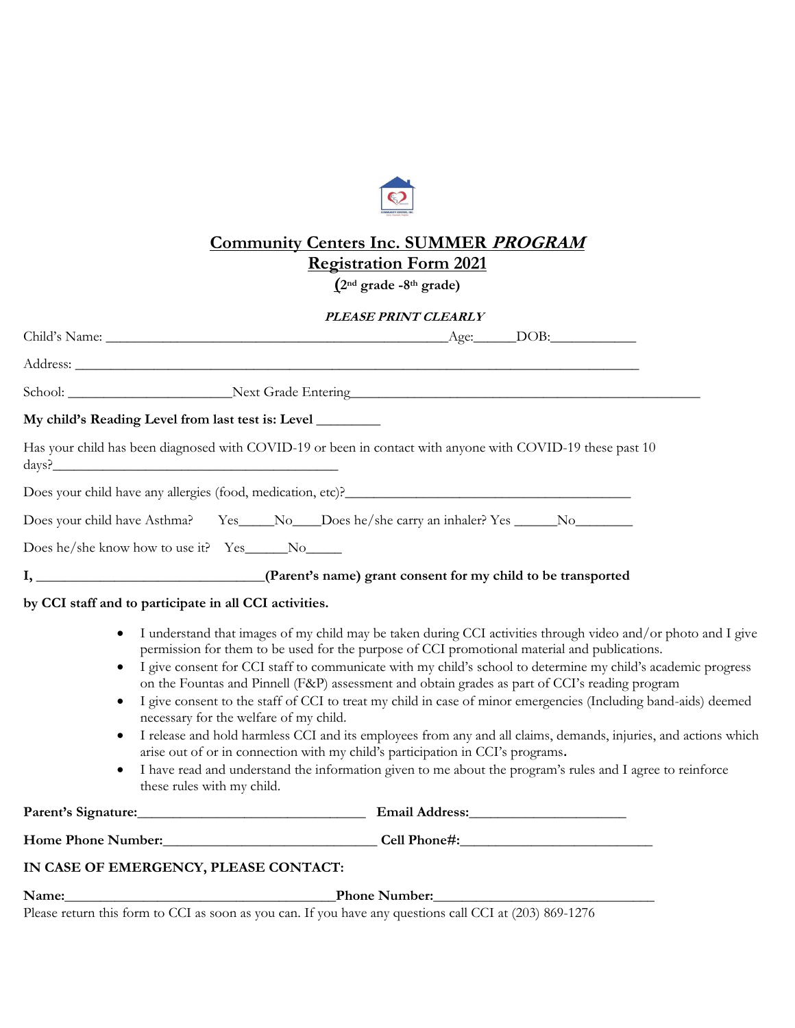# Community Centers Inc. SUMMER *PROGRAM*

## Registration Form 2021

**(2nd grade -8th grade)**

***PLEASE PRINT CLEARLY***

Child's Name: _______________________________________________Age:______DOB:____________

Address: ________________________________________________________________________________

School: _______________________Next Grade Entering__________________________________________________

**My child's Reading Level from last test is: Level _________**

Has your child has been diagnosed with COVID-19 or been in contact with anyone with COVID-19 these past 10 days?__________________________________________

Does your child have any allergies (food, medication, etc)?_________________________________________

Does your child have Asthma? Yes_____No____Does he/she carry an inhaler? Yes ______No________

Does he/she know how to use it? Yes______No_____

**I, ________________________________(Parent's name) grant consent for my child to be transported by CCI staff and to participate in all CCI activities.**

- I understand that images of my child may be taken during CCI activities through video and/or photo and I give permission for them to be used for the purpose of CCI promotional material and publications.
- I give consent for CCI staff to communicate with my child's school to determine my child's academic progress on the Fountas and Pinnell (F&P) assessment and obtain grades as part of CCI's reading program
- I give consent to the staff of CCI to treat my child in case of minor emergencies (Including band-aids) deemed necessary for the welfare of my child.
- I release and hold harmless CCI and its employees from any and all claims, demands, injuries, and actions which arise out of or in connection with my child's participation in CCI's programs**.**
- I have read and understand the information given to me about the program's rules and I agree to reinforce these rules with my child.

**Parent's Signature:________________________________ Email Address:______________________**

**Home Phone Number:______________________________ Cell Phone#:___________________________**

**IN CASE OF EMERGENCY, PLEASE CONTACT:**

**Name:______________________________________Phone Number:______________________________**

Please return this form to CCI as soon as you can. If you have any questions call CCI at (203) 869-1276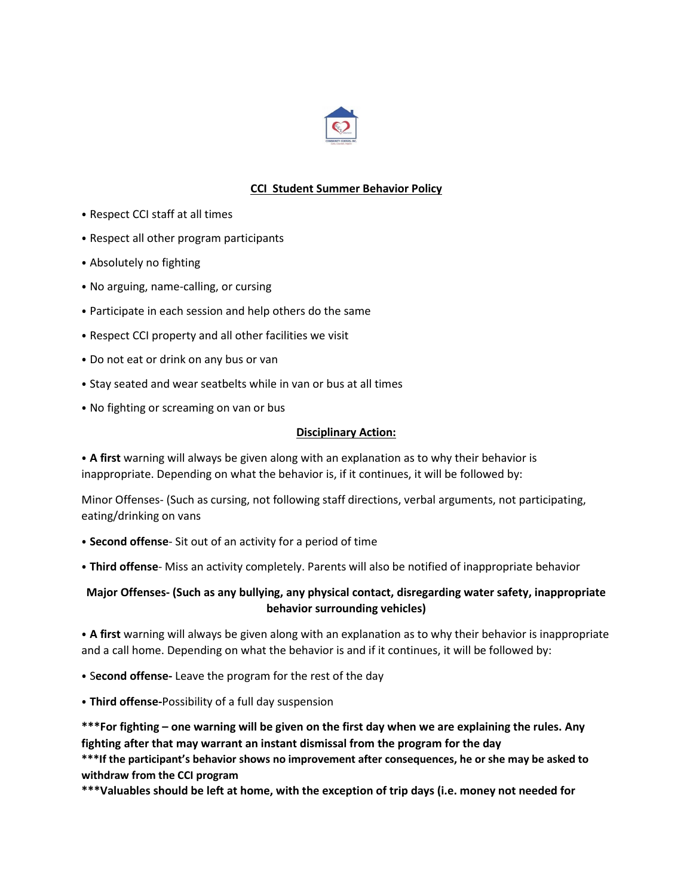## CCI Student Summer Behavior Policy

- Respect CCI staff at all times
- Respect all other program participants
- Absolutely no fighting
- No arguing, name-calling, or cursing
- Participate in each session and help others do the same
- Respect CCI property and all other facilities we visit
- Do not eat or drink on any bus or van
- Stay seated and wear seatbelts while in van or bus at all times
- No fighting or screaming on van or bus

### Disciplinary Action:

- **A first** warning will always be given along with an explanation as to why their behavior is inappropriate. Depending on what the behavior is, if it continues, it will be followed by:

Minor Offenses- (Such as cursing, not following staff directions, verbal arguments, not participating, eating/drinking on vans

- **Second offense**- Sit out of an activity for a period of time
- **Third offense**- Miss an activity completely. Parents will also be notified of inappropriate behavior

**Major Offenses- (Such as any bullying, any physical contact, disregarding water safety, inappropriate behavior surrounding vehicles)**

- **A first** warning will always be given along with an explanation as to why their behavior is inappropriate and a call home. Depending on what the behavior is and if it continues, it will be followed by:
- S**econd offense-** Leave the program for the rest of the day
- **Third offense-**Possibility of a full day suspension

**\*\*\*For fighting – one warning will be given on the first day when we are explaining the rules. Any fighting after that may warrant an instant dismissal from the program for the day**
**\*\*\*If the participant's behavior shows no improvement after consequences, he or she may be asked to withdraw from the CCI program**
**\*\*\*Valuables should be left at home, with the exception of trip days (i.e. money not needed for**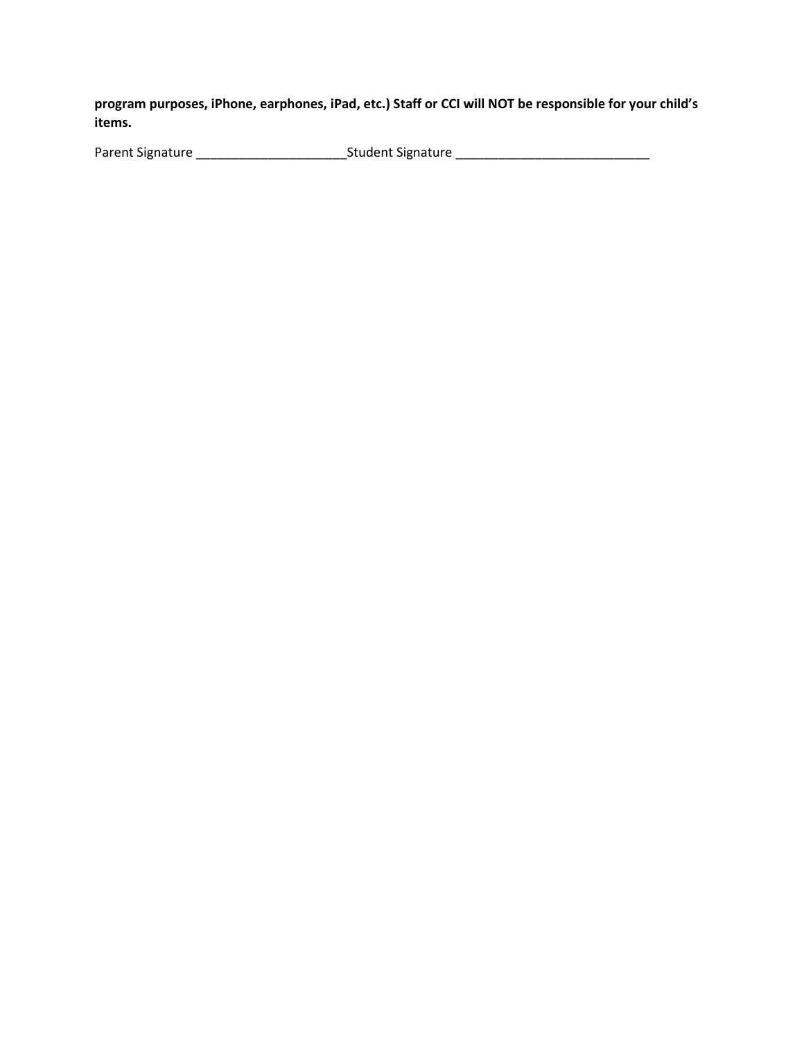**program purposes, iPhone, earphones, iPad, etc.) Staff or CCI will NOT be responsible for your child's items.**

Parent Signature _____________________Student Signature ___________________________